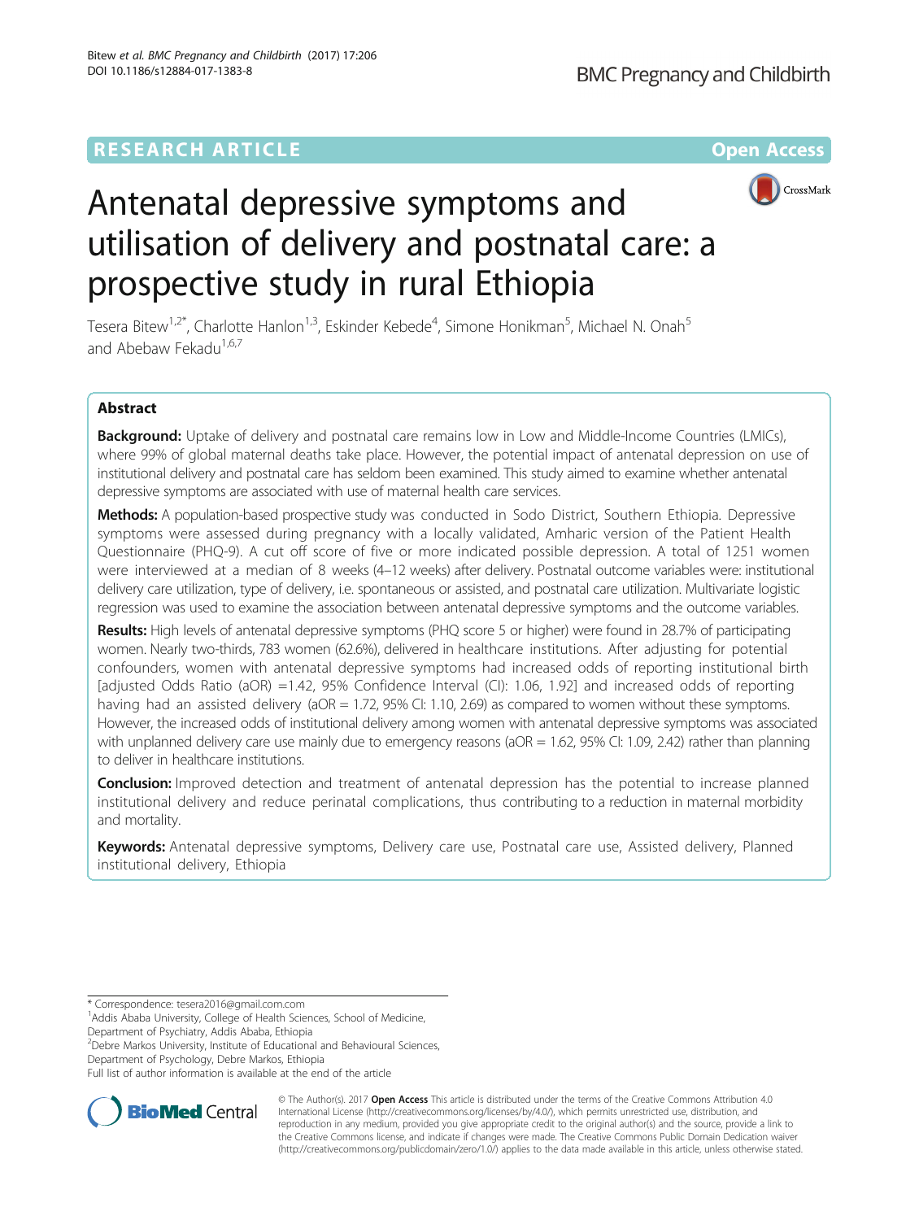RESEARCH ARTICLE

Open Access

# Antenatal depressive symptoms and utilisation of delivery and postnatal care: a prospective study in rural Ethiopia

Tesera Bitew[1,2*], Charlotte Hanlon[1,3], Eskinder Kebede[4], Simone Honikman[5], Michael N. Onah[5] and Abebaw Fekadu[1,6,7]

## Abstract

**Background:** Uptake of delivery and postnatal care remains low in Low and Middle-Income Countries (LMICs), where 99% of global maternal deaths take place. However, the potential impact of antenatal depression on use of institutional delivery and postnatal care has seldom been examined. This study aimed to examine whether antenatal depressive symptoms are associated with use of maternal health care services.

**Methods:** A population-based prospective study was conducted in Sodo District, Southern Ethiopia. Depressive symptoms were assessed during pregnancy with a locally validated, Amharic version of the Patient Health Questionnaire (PHQ-9). A cut off score of five or more indicated possible depression. A total of 1251 women were interviewed at a median of 8 weeks (4–12 weeks) after delivery. Postnatal outcome variables were: institutional delivery care utilization, type of delivery, i.e. spontaneous or assisted, and postnatal care utilization. Multivariate logistic regression was used to examine the association between antenatal depressive symptoms and the outcome variables.

**Results:** High levels of antenatal depressive symptoms (PHQ score 5 or higher) were found in 28.7% of participating women. Nearly two-thirds, 783 women (62.6%), delivered in healthcare institutions. After adjusting for potential confounders, women with antenatal depressive symptoms had increased odds of reporting institutional birth [adjusted Odds Ratio (aOR) =1.42, 95% Confidence Interval (CI): 1.06, 1.92] and increased odds of reporting having had an assisted delivery (aOR = 1.72, 95% CI: 1.10, 2.69) as compared to women without these symptoms. However, the increased odds of institutional delivery among women with antenatal depressive symptoms was associated with unplanned delivery care use mainly due to emergency reasons (aOR = 1.62, 95% CI: 1.09, 2.42) rather than planning to deliver in healthcare institutions.

**Conclusion:** Improved detection and treatment of antenatal depression has the potential to increase planned institutional delivery and reduce perinatal complications, thus contributing to a reduction in maternal morbidity and mortality.

**Keywords:** Antenatal depressive symptoms, Delivery care use, Postnatal care use, Assisted delivery, Planned institutional delivery, Ethiopia

* Correspondence: tesera2016@gmail.com.com
[1]Addis Ababa University, College of Health Sciences, School of Medicine, Department of Psychiatry, Addis Ababa, Ethiopia
[2]Debre Markos University, Institute of Educational and Behavioural Sciences, Department of Psychology, Debre Markos, Ethiopia
Full list of author information is available at the end of the article

© The Author(s). 2017 **Open Access** This article is distributed under the terms of the Creative Commons Attribution 4.0 International License (http://creativecommons.org/licenses/by/4.0/), which permits unrestricted use, distribution, and reproduction in any medium, provided you give appropriate credit to the original author(s) and the source, provide a link to the Creative Commons license, and indicate if changes were made. The Creative Commons Public Domain Dedication waiver (http://creativecommons.org/publicdomain/zero/1.0/) applies to the data made available in this article, unless otherwise stated.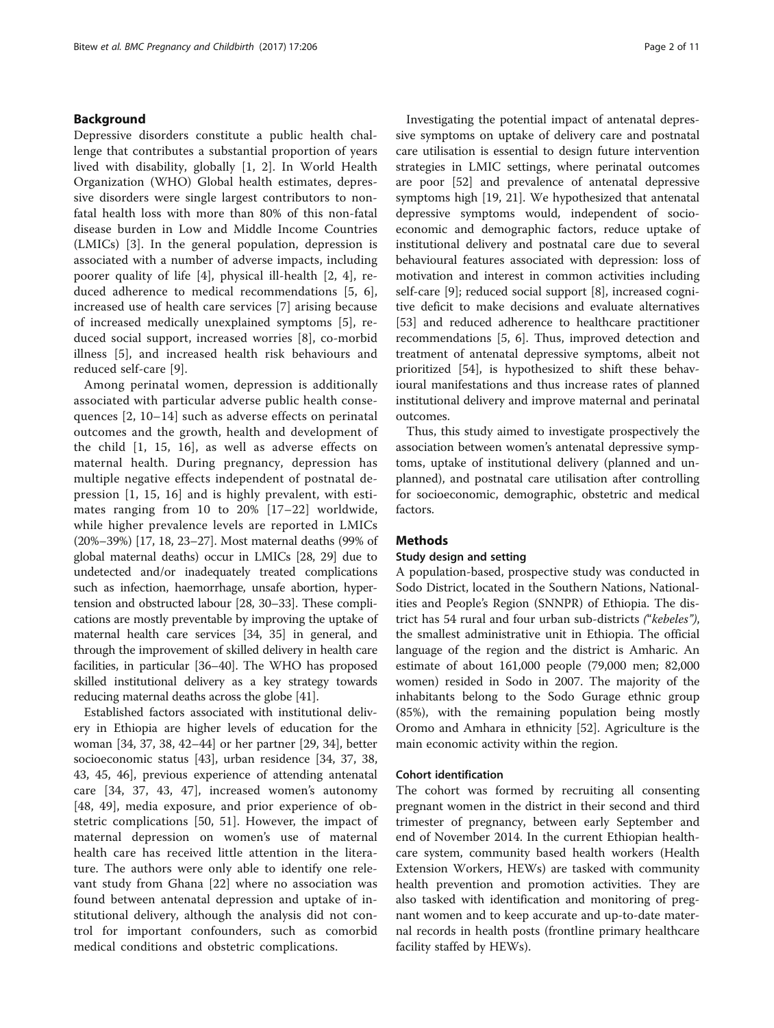## Background

Depressive disorders constitute a public health challenge that contributes a substantial proportion of years lived with disability, globally [1, 2]. In World Health Organization (WHO) Global health estimates, depressive disorders were single largest contributors to non-fatal health loss with more than 80% of this non-fatal disease burden in Low and Middle Income Countries (LMICs) [3]. In the general population, depression is associated with a number of adverse impacts, including poorer quality of life [4], physical ill-health [2, 4], reduced adherence to medical recommendations [5, 6], increased use of health care services [7] arising because of increased medically unexplained symptoms [5], reduced social support, increased worries [8], co-morbid illness [5], and increased health risk behaviours and reduced self-care [9].

Among perinatal women, depression is additionally associated with particular adverse public health consequences [2, 10–14] such as adverse effects on perinatal outcomes and the growth, health and development of the child [1, 15, 16], as well as adverse effects on maternal health. During pregnancy, depression has multiple negative effects independent of postnatal depression [1, 15, 16] and is highly prevalent, with estimates ranging from 10 to 20% [17–22] worldwide, while higher prevalence levels are reported in LMICs (20%–39%) [17, 18, 23–27]. Most maternal deaths (99% of global maternal deaths) occur in LMICs [28, 29] due to undetected and/or inadequately treated complications such as infection, haemorrhage, unsafe abortion, hypertension and obstructed labour [28, 30–33]. These complications are mostly preventable by improving the uptake of maternal health care services [34, 35] in general, and through the improvement of skilled delivery in health care facilities, in particular [36–40]. The WHO has proposed skilled institutional delivery as a key strategy towards reducing maternal deaths across the globe [41].

Established factors associated with institutional delivery in Ethiopia are higher levels of education for the woman [34, 37, 38, 42–44] or her partner [29, 34], better socioeconomic status [43], urban residence [34, 37, 38, 43, 45, 46], previous experience of attending antenatal care [34, 37, 43, 47], increased women's autonomy [48, 49], media exposure, and prior experience of obstetric complications [50, 51]. However, the impact of maternal depression on women's use of maternal health care has received little attention in the literature. The authors were only able to identify one relevant study from Ghana [22] where no association was found between antenatal depression and uptake of institutional delivery, although the analysis did not control for important confounders, such as comorbid medical conditions and obstetric complications.

Investigating the potential impact of antenatal depressive symptoms on uptake of delivery care and postnatal care utilisation is essential to design future intervention strategies in LMIC settings, where perinatal outcomes are poor [52] and prevalence of antenatal depressive symptoms high [19, 21]. We hypothesized that antenatal depressive symptoms would, independent of socioeconomic and demographic factors, reduce uptake of institutional delivery and postnatal care due to several behavioural features associated with depression: loss of motivation and interest in common activities including self-care [9]; reduced social support [8], increased cognitive deficit to make decisions and evaluate alternatives [53] and reduced adherence to healthcare practitioner recommendations [5, 6]. Thus, improved detection and treatment of antenatal depressive symptoms, albeit not prioritized [54], is hypothesized to shift these behavioural manifestations and thus increase rates of planned institutional delivery and improve maternal and perinatal outcomes.

Thus, this study aimed to investigate prospectively the association between women's antenatal depressive symptoms, uptake of institutional delivery (planned and unplanned), and postnatal care utilisation after controlling for socioeconomic, demographic, obstetric and medical factors.

## Methods

### Study design and setting

A population-based, prospective study was conducted in Sodo District, located in the Southern Nations, Nationalities and People's Region (SNNPR) of Ethiopia. The district has 54 rural and four urban sub-districts *("kebeles")*, the smallest administrative unit in Ethiopia. The official language of the region and the district is Amharic. An estimate of about 161,000 people (79,000 men; 82,000 women) resided in Sodo in 2007. The majority of the inhabitants belong to the Sodo Gurage ethnic group (85%), with the remaining population being mostly Oromo and Amhara in ethnicity [52]. Agriculture is the main economic activity within the region.

### Cohort identification

The cohort was formed by recruiting all consenting pregnant women in the district in their second and third trimester of pregnancy, between early September and end of November 2014. In the current Ethiopian healthcare system, community based health workers (Health Extension Workers, HEWs) are tasked with community health prevention and promotion activities. They are also tasked with identification and monitoring of pregnant women and to keep accurate and up-to-date maternal records in health posts (frontline primary healthcare facility staffed by HEWs).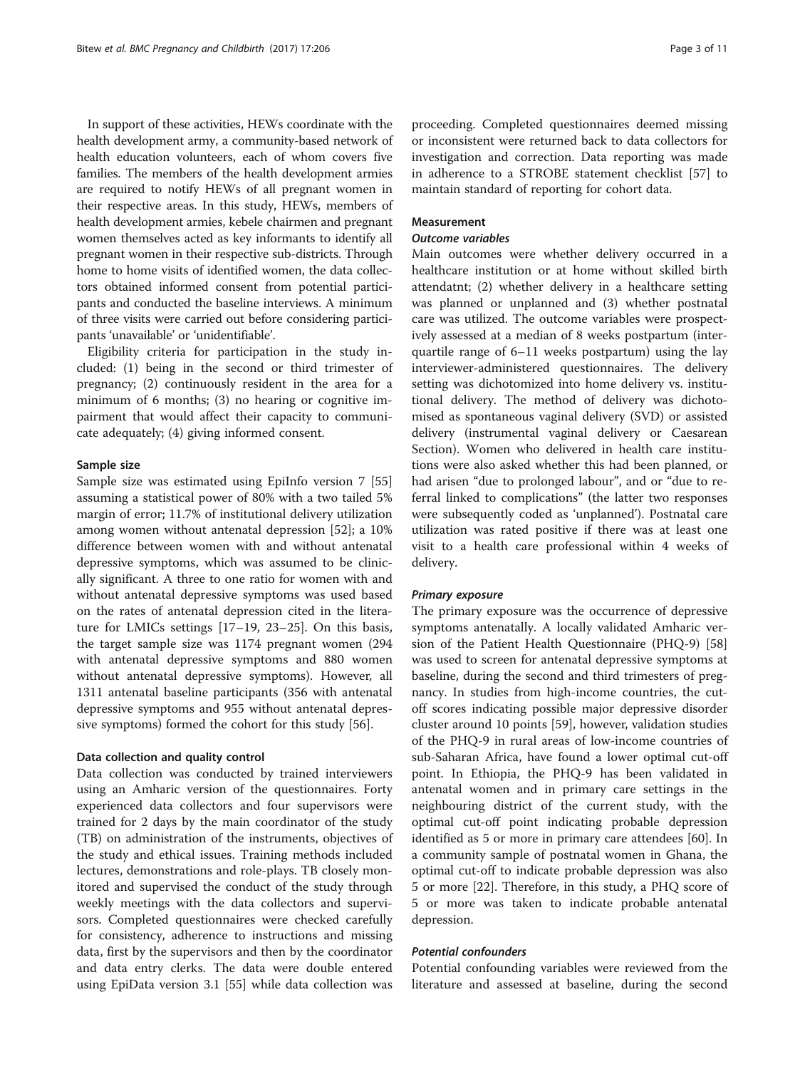In support of these activities, HEWs coordinate with the health development army, a community-based network of health education volunteers, each of whom covers five families. The members of the health development armies are required to notify HEWs of all pregnant women in their respective areas. In this study, HEWs, members of health development armies, kebele chairmen and pregnant women themselves acted as key informants to identify all pregnant women in their respective sub-districts. Through home to home visits of identified women, the data collectors obtained informed consent from potential participants and conducted the baseline interviews. A minimum of three visits were carried out before considering participants 'unavailable' or 'unidentifiable'.

Eligibility criteria for participation in the study included: (1) being in the second or third trimester of pregnancy; (2) continuously resident in the area for a minimum of 6 months; (3) no hearing or cognitive impairment that would affect their capacity to communicate adequately; (4) giving informed consent.

### Sample size

Sample size was estimated using EpiInfo version 7 [55] assuming a statistical power of 80% with a two tailed 5% margin of error; 11.7% of institutional delivery utilization among women without antenatal depression [52]; a 10% difference between women with and without antenatal depressive symptoms, which was assumed to be clinically significant. A three to one ratio for women with and without antenatal depressive symptoms was used based on the rates of antenatal depression cited in the literature for LMICs settings [17–19, 23–25]. On this basis, the target sample size was 1174 pregnant women (294 with antenatal depressive symptoms and 880 women without antenatal depressive symptoms). However, all 1311 antenatal baseline participants (356 with antenatal depressive symptoms and 955 without antenatal depressive symptoms) formed the cohort for this study [56].

### Data collection and quality control

Data collection was conducted by trained interviewers using an Amharic version of the questionnaires. Forty experienced data collectors and four supervisors were trained for 2 days by the main coordinator of the study (TB) on administration of the instruments, objectives of the study and ethical issues. Training methods included lectures, demonstrations and role-plays. TB closely monitored and supervised the conduct of the study through weekly meetings with the data collectors and supervisors. Completed questionnaires were checked carefully for consistency, adherence to instructions and missing data, first by the supervisors and then by the coordinator and data entry clerks. The data were double entered using EpiData version 3.1 [55] while data collection was proceeding. Completed questionnaires deemed missing or inconsistent were returned back to data collectors for investigation and correction. Data reporting was made in adherence to a STROBE statement checklist [57] to maintain standard of reporting for cohort data.

### Measurement

#### *Outcome variables*

Main outcomes were whether delivery occurred in a healthcare institution or at home without skilled birth attendatnt; (2) whether delivery in a healthcare setting was planned or unplanned and (3) whether postnatal care was utilized. The outcome variables were prospectively assessed at a median of 8 weeks postpartum (interquartile range of 6–11 weeks postpartum) using the lay interviewer-administered questionnaires. The delivery setting was dichotomized into home delivery vs. institutional delivery. The method of delivery was dichotomised as spontaneous vaginal delivery (SVD) or assisted delivery (instrumental vaginal delivery or Caesarean Section). Women who delivered in health care institutions were also asked whether this had been planned, or had arisen "due to prolonged labour", and or "due to referral linked to complications" (the latter two responses were subsequently coded as 'unplanned'). Postnatal care utilization was rated positive if there was at least one visit to a health care professional within 4 weeks of delivery.

#### *Primary exposure*

The primary exposure was the occurrence of depressive symptoms antenatally. A locally validated Amharic version of the Patient Health Questionnaire (PHQ-9) [58] was used to screen for antenatal depressive symptoms at baseline, during the second and third trimesters of pregnancy. In studies from high-income countries, the cut-off scores indicating possible major depressive disorder cluster around 10 points [59], however, validation studies of the PHQ-9 in rural areas of low-income countries of sub-Saharan Africa, have found a lower optimal cut-off point. In Ethiopia, the PHQ-9 has been validated in antenatal women and in primary care settings in the neighbouring district of the current study, with the optimal cut-off point indicating probable depression identified as 5 or more in primary care attendees [60]. In a community sample of postnatal women in Ghana, the optimal cut-off to indicate probable depression was also 5 or more [22]. Therefore, in this study, a PHQ score of 5 or more was taken to indicate probable antenatal depression.

#### *Potential confounders*

Potential confounding variables were reviewed from the literature and assessed at baseline, during the second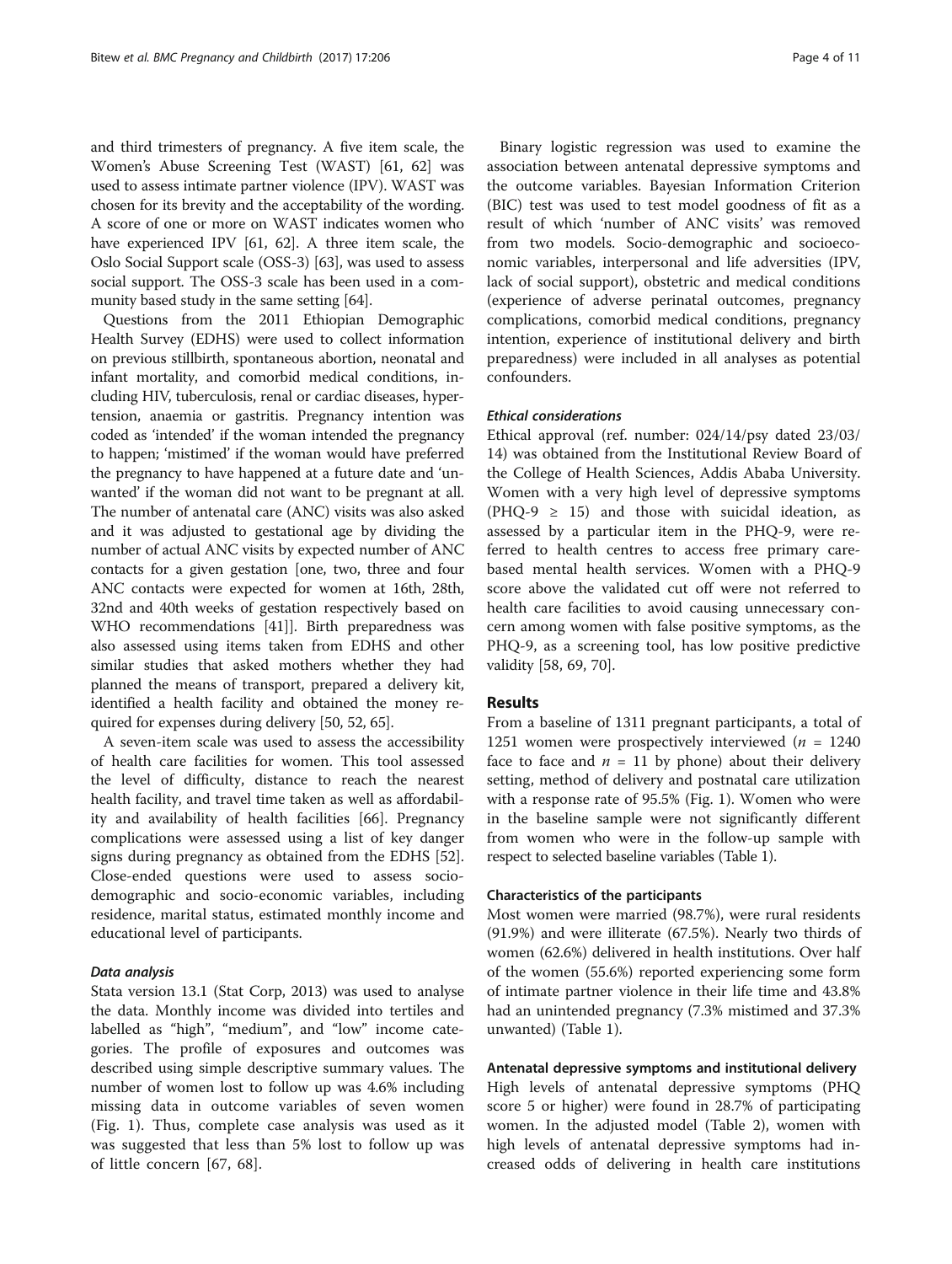and third trimesters of pregnancy. A five item scale, the Women's Abuse Screening Test (WAST) [61, 62] was used to assess intimate partner violence (IPV). WAST was chosen for its brevity and the acceptability of the wording. A score of one or more on WAST indicates women who have experienced IPV [61, 62]. A three item scale, the Oslo Social Support scale (OSS-3) [63], was used to assess social support. The OSS-3 scale has been used in a community based study in the same setting [64].

Questions from the 2011 Ethiopian Demographic Health Survey (EDHS) were used to collect information on previous stillbirth, spontaneous abortion, neonatal and infant mortality, and comorbid medical conditions, including HIV, tuberculosis, renal or cardiac diseases, hypertension, anaemia or gastritis. Pregnancy intention was coded as 'intended' if the woman intended the pregnancy to happen; 'mistimed' if the woman would have preferred the pregnancy to have happened at a future date and 'unwanted' if the woman did not want to be pregnant at all. The number of antenatal care (ANC) visits was also asked and it was adjusted to gestational age by dividing the number of actual ANC visits by expected number of ANC contacts for a given gestation [one, two, three and four ANC contacts were expected for women at 16th, 28th, 32nd and 40th weeks of gestation respectively based on WHO recommendations [41]]. Birth preparedness was also assessed using items taken from EDHS and other similar studies that asked mothers whether they had planned the means of transport, prepared a delivery kit, identified a health facility and obtained the money required for expenses during delivery [50, 52, 65].

A seven-item scale was used to assess the accessibility of health care facilities for women. This tool assessed the level of difficulty, distance to reach the nearest health facility, and travel time taken as well as affordability and availability of health facilities [66]. Pregnancy complications were assessed using a list of key danger signs during pregnancy as obtained from the EDHS [52]. Close-ended questions were used to assess socio-demographic and socio-economic variables, including residence, marital status, estimated monthly income and educational level of participants.

#### *Data analysis*

Stata version 13.1 (Stat Corp, 2013) was used to analyse the data. Monthly income was divided into tertiles and labelled as "high", "medium", and "low" income categories. The profile of exposures and outcomes was described using simple descriptive summary values. The number of women lost to follow up was 4.6% including missing data in outcome variables of seven women (Fig. 1). Thus, complete case analysis was used as it was suggested that less than 5% lost to follow up was of little concern [67, 68].

Binary logistic regression was used to examine the association between antenatal depressive symptoms and the outcome variables. Bayesian Information Criterion (BIC) test was used to test model goodness of fit as a result of which 'number of ANC visits' was removed from two models. Socio-demographic and socioeconomic variables, interpersonal and life adversities (IPV, lack of social support), obstetric and medical conditions (experience of adverse perinatal outcomes, pregnancy complications, comorbid medical conditions, pregnancy intention, experience of institutional delivery and birth preparedness) were included in all analyses as potential confounders.

#### *Ethical considerations*

Ethical approval (ref. number: 024/14/psy dated 23/03/14) was obtained from the Institutional Review Board of the College of Health Sciences, Addis Ababa University. Women with a very high level of depressive symptoms (PHQ-9 $\geq$ 15) and those with suicidal ideation, as assessed by a particular item in the PHQ-9, were referred to health centres to access free primary care-based mental health services. Women with a PHQ-9 score above the validated cut off were not referred to health care facilities to avoid causing unnecessary concern among women with false positive symptoms, as the PHQ-9, as a screening tool, has low positive predictive validity [58, 69, 70].

## Results

From a baseline of 1311 pregnant participants, a total of 1251 women were prospectively interviewed ($n$ = 1240 face to face and $n$ = 11 by phone) about their delivery setting, method of delivery and postnatal care utilization with a response rate of 95.5% (Fig. 1). Women who were in the baseline sample were not significantly different from women who were in the follow-up sample with respect to selected baseline variables (Table 1).

### Characteristics of the participants

Most women were married (98.7%), were rural residents (91.9%) and were illiterate (67.5%). Nearly two thirds of women (62.6%) delivered in health institutions. Over half of the women (55.6%) reported experiencing some form of intimate partner violence in their life time and 43.8% had an unintended pregnancy (7.3% mistimed and 37.3% unwanted) (Table 1).

### Antenatal depressive symptoms and institutional delivery

High levels of antenatal depressive symptoms (PHQ score 5 or higher) were found in 28.7% of participating women. In the adjusted model (Table 2), women with high levels of antenatal depressive symptoms had increased odds of delivering in health care institutions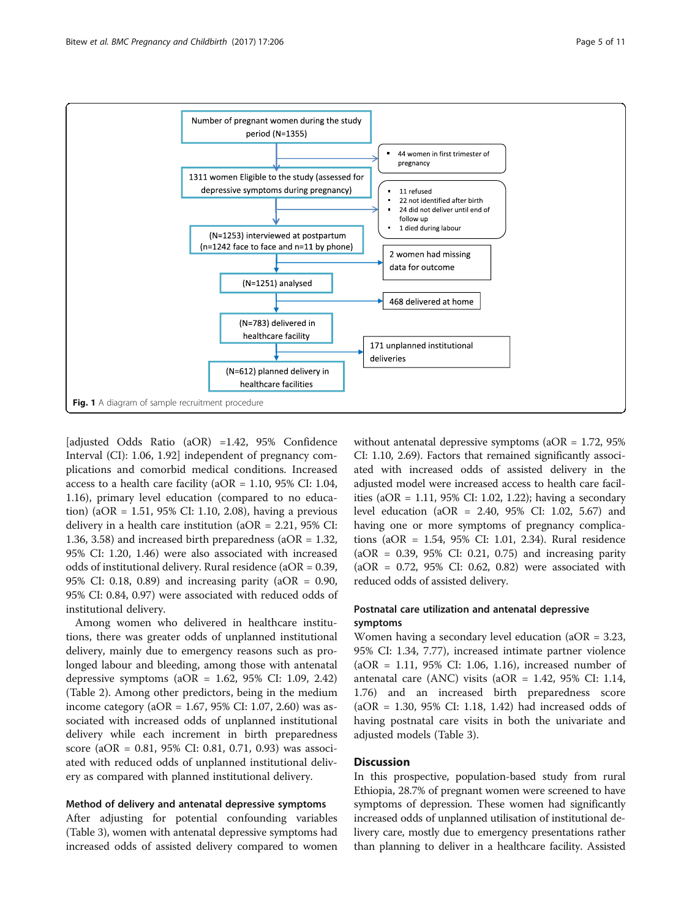Number of pregnant women during the study period (N=1355)

- 44 women in first trimester of pregnancy

1311 women Eligible to the study (assessed for depressive symptoms during pregnancy)

- 11 refused
- 22 not identified after birth
- 24 did not deliver until end of follow up
- 1 died during labour

(N=1253) interviewed at postpartum (n=1242 face to face and n=11 by phone)

2 women had missing data for outcome

(N=1251) analysed

468 delivered at home

(N=783) delivered in healthcare facility

171 unplanned institutional deliveries

(N=612) planned delivery in healthcare facilities

**Fig. 1** A diagram of sample recruitment procedure

[adjusted Odds Ratio (aOR) =1.42, 95% Confidence Interval (CI): 1.06, 1.92] independent of pregnancy complications and comorbid medical conditions. Increased access to a health care facility (aOR = 1.10, 95% CI: 1.04, 1.16), primary level education (compared to no education) (aOR = 1.51, 95% CI: 1.10, 2.08), having a previous delivery in a health care institution (aOR = 2.21, 95% CI: 1.36, 3.58) and increased birth preparedness (aOR = 1.32, 95% CI: 1.20, 1.46) were also associated with increased odds of institutional delivery. Rural residence (aOR = 0.39, 95% CI: 0.18, 0.89) and increasing parity (aOR = 0.90, 95% CI: 0.84, 0.97) were associated with reduced odds of institutional delivery.

Among women who delivered in healthcare institutions, there was greater odds of unplanned institutional delivery, mainly due to emergency reasons such as prolonged labour and bleeding, among those with antenatal depressive symptoms (aOR = 1.62, 95% CI: 1.09, 2.42) (Table 2). Among other predictors, being in the medium income category (aOR = 1.67, 95% CI: 1.07, 2.60) was associated with increased odds of unplanned institutional delivery while each increment in birth preparedness score (aOR = 0.81, 95% CI: 0.81, 0.71, 0.93) was associated with reduced odds of unplanned institutional delivery as compared with planned institutional delivery.

### Method of delivery and antenatal depressive symptoms

After adjusting for potential confounding variables (Table 3), women with antenatal depressive symptoms had increased odds of assisted delivery compared to women without antenatal depressive symptoms (aOR = 1.72, 95% CI: 1.10, 2.69). Factors that remained significantly associated with increased odds of assisted delivery in the adjusted model were increased access to health care facilities (aOR = 1.11, 95% CI: 1.02, 1.22); having a secondary level education (aOR = 2.40, 95% CI: 1.02, 5.67) and having one or more symptoms of pregnancy complications (aOR = 1.54, 95% CI: 1.01, 2.34). Rural residence (aOR = 0.39, 95% CI: 0.21, 0.75) and increasing parity (aOR = 0.72, 95% CI: 0.62, 0.82) were associated with reduced odds of assisted delivery.

### Postnatal care utilization and antenatal depressive symptoms

Women having a secondary level education (aOR = 3.23, 95% CI: 1.34, 7.77), increased intimate partner violence (aOR = 1.11, 95% CI: 1.06, 1.16), increased number of antenatal care (ANC) visits (aOR = 1.42, 95% CI: 1.14, 1.76) and an increased birth preparedness score (aOR = 1.30, 95% CI: 1.18, 1.42) had increased odds of having postnatal care visits in both the univariate and adjusted models (Table 3).

## Discussion

In this prospective, population-based study from rural Ethiopia, 28.7% of pregnant women were screened to have symptoms of depression. These women had significantly increased odds of unplanned utilisation of institutional delivery care, mostly due to emergency presentations rather than planning to deliver in a healthcare facility. Assisted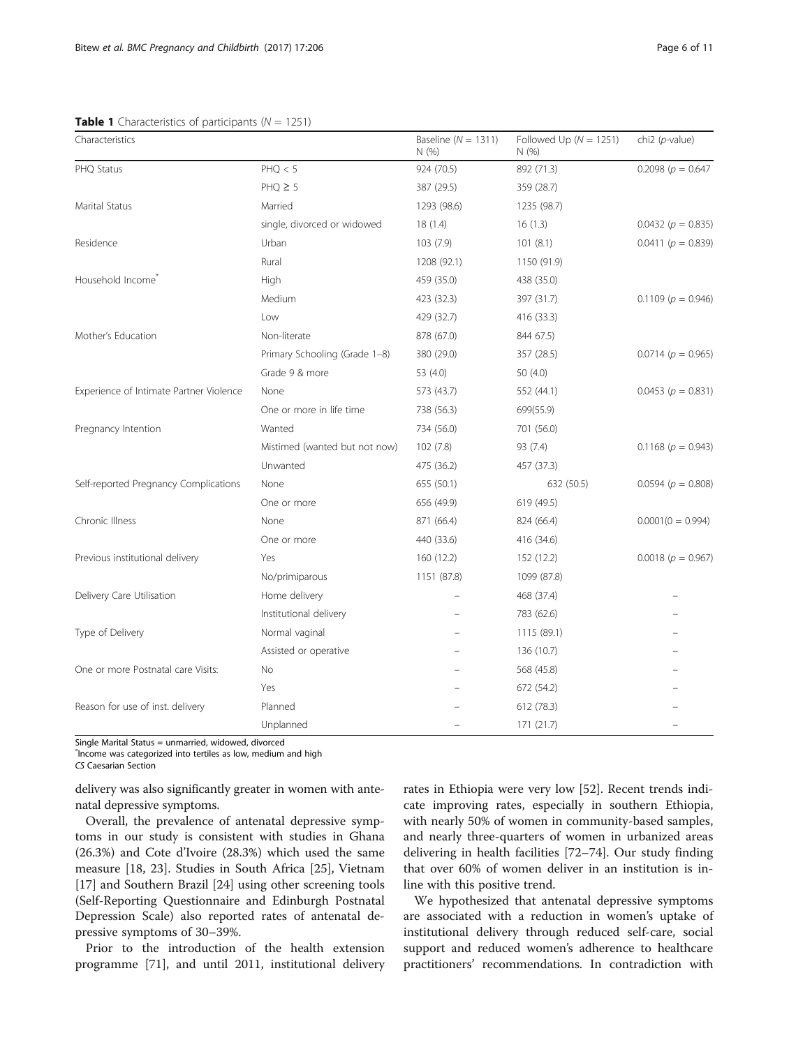**Table 1** Characteristics of participants ($N = 1251$)

| Characteristics | | Baseline ($N = 1311$) N (%) | Followed Up ($N = 1251$) N (%) | chi2 (*p*-value) |
|---|---|---|---|---|
| PHQ Status | PHQ < 5 | 924 (70.5) | 892 (71.3) | 0.2098 ($p = 0.647$ |
| | PHQ ≥ 5 | 387 (29.5) | 359 (28.7) | |
| Marital Status | Married | 1293 (98.6) | 1235 (98.7) | |
| | single, divorced or widowed | 18 (1.4) | 16 (1.3) | 0.0432 ($p = 0.835$) |
| Residence | Urban | 103 (7.9) | 101 (8.1) | 0.0411 ($p = 0.839$) |
| | Rural | 1208 (92.1) | 1150 (91.9) | |
| Household Income* | High | 459 (35.0) | 438 (35.0) | |
| | Medium | 423 (32.3) | 397 (31.7) | 0.1109 ($p = 0.946$) |
| | Low | 429 (32.7) | 416 (33.3) | |
| Mother's Education | Non-literate | 878 (67.0) | 844 67.5) | |
| | Primary Schooling (Grade 1–8) | 380 (29.0) | 357 (28.5) | 0.0714 ($p = 0.965$) |
| | Grade 9 & more | 53 (4.0) | 50 (4.0) | |
| Experience of Intimate Partner Violence | None | 573 (43.7) | 552 (44.1) | 0.0453 ($p = 0.831$) |
| | One or more in life time | 738 (56.3) | 699(55.9) | |
| Pregnancy Intention | Wanted | 734 (56.0) | 701 (56.0) | |
| | Mistimed (wanted but not now) | 102 (7.8) | 93 (7.4) | 0.1168 ($p = 0.943$) |
| | Unwanted | 475 (36.2) | 457 (37.3) | |
| Self-reported Pregnancy Complications | None | 655 (50.1) | 632 (50.5) | 0.0594 ($p = 0.808$) |
| | One or more | 656 (49.9) | 619 (49.5) | |
| Chronic Illness | None | 871 (66.4) | 824 (66.4) | 0.0001(0 = 0.994) |
| | One or more | 440 (33.6) | 416 (34.6) | |
| Previous institutional delivery | Yes | 160 (12.2) | 152 (12.2) | 0.0018 ($p = 0.967$) |
| | No/primiparous | 1151 (87.8) | 1099 (87.8) | |
| Delivery Care Utilisation | Home delivery | – | 468 (37.4) | – |
| | Institutional delivery | – | 783 (62.6) | – |
| Type of Delivery | Normal vaginal | – | 1115 (89.1) | – |
| | Assisted or operative | – | 136 (10.7) | – |
| One or more Postnatal care Visits: | No | – | 568 (45.8) | – |
| | Yes | – | 672 (54.2) | – |
| Reason for use of inst. delivery | Planned | – | 612 (78.3) | – |
| | Unplanned | – | 171 (21.7) | – |

Single Marital Status = unmarried, widowed, divorced
*Income was categorized into tertiles as low, medium and high
*CS* Caesarian Section

delivery was also significantly greater in women with antenatal depressive symptoms.

Overall, the prevalence of antenatal depressive symptoms in our study is consistent with studies in Ghana (26.3%) and Cote d'Ivoire (28.3%) which used the same measure [18, 23]. Studies in South Africa [25], Vietnam [17] and Southern Brazil [24] using other screening tools (Self-Reporting Questionnaire and Edinburgh Postnatal Depression Scale) also reported rates of antenatal depressive symptoms of 30–39%.

Prior to the introduction of the health extension programme [71], and until 2011, institutional delivery rates in Ethiopia were very low [52]. Recent trends indicate improving rates, especially in southern Ethiopia, with nearly 50% of women in community-based samples, and nearly three-quarters of women in urbanized areas delivering in health facilities [72–74]. Our study finding that over 60% of women deliver in an institution is in-line with this positive trend.

We hypothesized that antenatal depressive symptoms are associated with a reduction in women's uptake of institutional delivery through reduced self-care, social support and reduced women's adherence to healthcare practitioners' recommendations. In contradiction with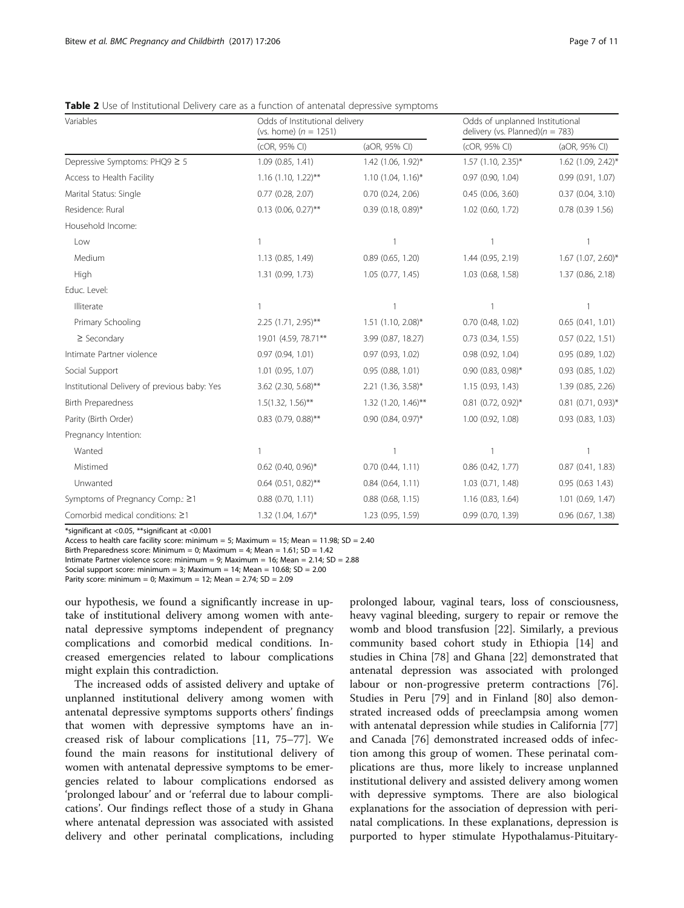**Table 2** Use of Institutional Delivery care as a function of antenatal depressive symptoms

| Variables | Odds of Institutional delivery (vs. home) ($n$ = 1251) | | Odds of unplanned Institutional delivery (vs. Planned)($n$ = 783) | |
|---|---|---|---|---|
| | (cOR, 95% CI) | (aOR, 95% CI) | (cOR, 95% CI) | (aOR, 95% CI) |
| Depressive Symptoms: PHQ9 ≥ 5 | 1.09 (0.85, 1.41) | 1.42 (1.06, 1.92)* | 1.57 (1.10, 2.35)* | 1.62 (1.09, 2.42)* |
| Access to Health Facility | 1.16 (1.10, 1.22)** | 1.10 (1.04, 1.16)* | 0.97 (0.90, 1.04) | 0.99 (0.91, 1.07) |
| Marital Status: Single | 0.77 (0.28, 2.07) | 0.70 (0.24, 2.06) | 0.45 (0.06, 3.60) | 0.37 (0.04, 3.10) |
| Residence: Rural | 0.13 (0.06, 0.27)** | 0.39 (0.18, 0.89)* | 1.02 (0.60, 1.72) | 0.78 (0.39 1.56) |
| Household Income: | | | | |
| Low | 1 | 1 | 1 | 1 |
| Medium | 1.13 (0.85, 1.49) | 0.89 (0.65, 1.20) | 1.44 (0.95, 2.19) | 1.67 (1.07, 2.60)* |
| High | 1.31 (0.99, 1.73) | 1.05 (0.77, 1.45) | 1.03 (0.68, 1.58) | 1.37 (0.86, 2.18) |
| Educ. Level: | | | | |
| Illiterate | 1 | 1 | 1 | 1 |
| Primary Schooling | 2.25 (1.71, 2.95)** | 1.51 (1.10, 2.08)* | 0.70 (0.48, 1.02) | 0.65 (0.41, 1.01) |
| ≥ Secondary | 19.01 (4.59, 78.71** | 3.99 (0.87, 18.27) | 0.73 (0.34, 1.55) | 0.57 (0.22, 1.51) |
| Intimate Partner violence | 0.97 (0.94, 1.01) | 0.97 (0.93, 1.02) | 0.98 (0.92, 1.04) | 0.95 (0.89, 1.02) |
| Social Support | 1.01 (0.95, 1.07) | 0.95 (0.88, 1.01) | 0.90 (0.83, 0.98)* | 0.93 (0.85, 1.02) |
| Institutional Delivery of previous baby: Yes | 3.62 (2.30, 5.68)** | 2.21 (1.36, 3.58)* | 1.15 (0.93, 1.43) | 1.39 (0.85, 2.26) |
| Birth Preparedness | 1.5(1.32, 1.56)** | 1.32 (1.20, 1.46)** | 0.81 (0.72, 0.92)* | 0.81 (0.71, 0.93)* |
| Parity (Birth Order) | 0.83 (0.79, 0.88)** | 0.90 (0.84, 0.97)* | 1.00 (0.92, 1.08) | 0.93 (0.83, 1.03) |
| Pregnancy Intention: | | | | |
| Wanted | 1 | 1 | 1 | 1 |
| Mistimed | 0.62 (0.40, 0.96)* | 0.70 (0.44, 1.11) | 0.86 (0.42, 1.77) | 0.87 (0.41, 1.83) |
| Unwanted | 0.64 (0.51, 0.82)** | 0.84 (0.64, 1.11) | 1.03 (0.71, 1.48) | 0.95 (0.63 1.43) |
| Symptoms of Pregnancy Comp.: ≥1 | 0.88 (0.70, 1.11) | 0.88 (0.68, 1.15) | 1.16 (0.83, 1.64) | 1.01 (0.69, 1.47) |
| Comorbid medical conditions: ≥1 | 1.32 (1.04, 1.67)* | 1.23 (0.95, 1.59) | 0.99 (0.70, 1.39) | 0.96 (0.67, 1.38) |

*significant at <0.05, **significant at <0.001

Access to health care facility score: minimum = 5; Maximum = 15; Mean = 11.98; SD = 2.40

Birth Preparedness score: Minimum = 0; Maximum = 4; Mean = 1.61; SD = 1.42

Intimate Partner violence score: minimum = 9; Maximum = 16; Mean = 2.14; SD = 2.88

Social support score: minimum = 3; Maximum = 14; Mean = 10.68; SD = 2.00

Parity score: minimum = 0; Maximum = 12; Mean = 2.74; SD = 2.09

our hypothesis, we found a significantly increase in uptake of institutional delivery among women with antenatal depressive symptoms independent of pregnancy complications and comorbid medical conditions. Increased emergencies related to labour complications might explain this contradiction.

The increased odds of assisted delivery and uptake of unplanned institutional delivery among women with antenatal depressive symptoms supports others' findings that women with depressive symptoms have an increased risk of labour complications [11, 75–77]. We found the main reasons for institutional delivery of women with antenatal depressive symptoms to be emergencies related to labour complications endorsed as 'prolonged labour' and or 'referral due to labour complications'. Our findings reflect those of a study in Ghana where antenatal depression was associated with assisted delivery and other perinatal complications, including prolonged labour, vaginal tears, loss of consciousness, heavy vaginal bleeding, surgery to repair or remove the womb and blood transfusion [22]. Similarly, a previous community based cohort study in Ethiopia [14] and studies in China [78] and Ghana [22] demonstrated that antenatal depression was associated with prolonged labour or non-progressive preterm contractions [76]. Studies in Peru [79] and in Finland [80] also demonstrated increased odds of preeclampsia among women with antenatal depression while studies in California [77] and Canada [76] demonstrated increased odds of infection among this group of women. These perinatal complications are thus, more likely to increase unplanned institutional delivery and assisted delivery among women with depressive symptoms. There are also biological explanations for the association of depression with perinatal complications. In these explanations, depression is purported to hyper stimulate Hypothalamus-Pituitary-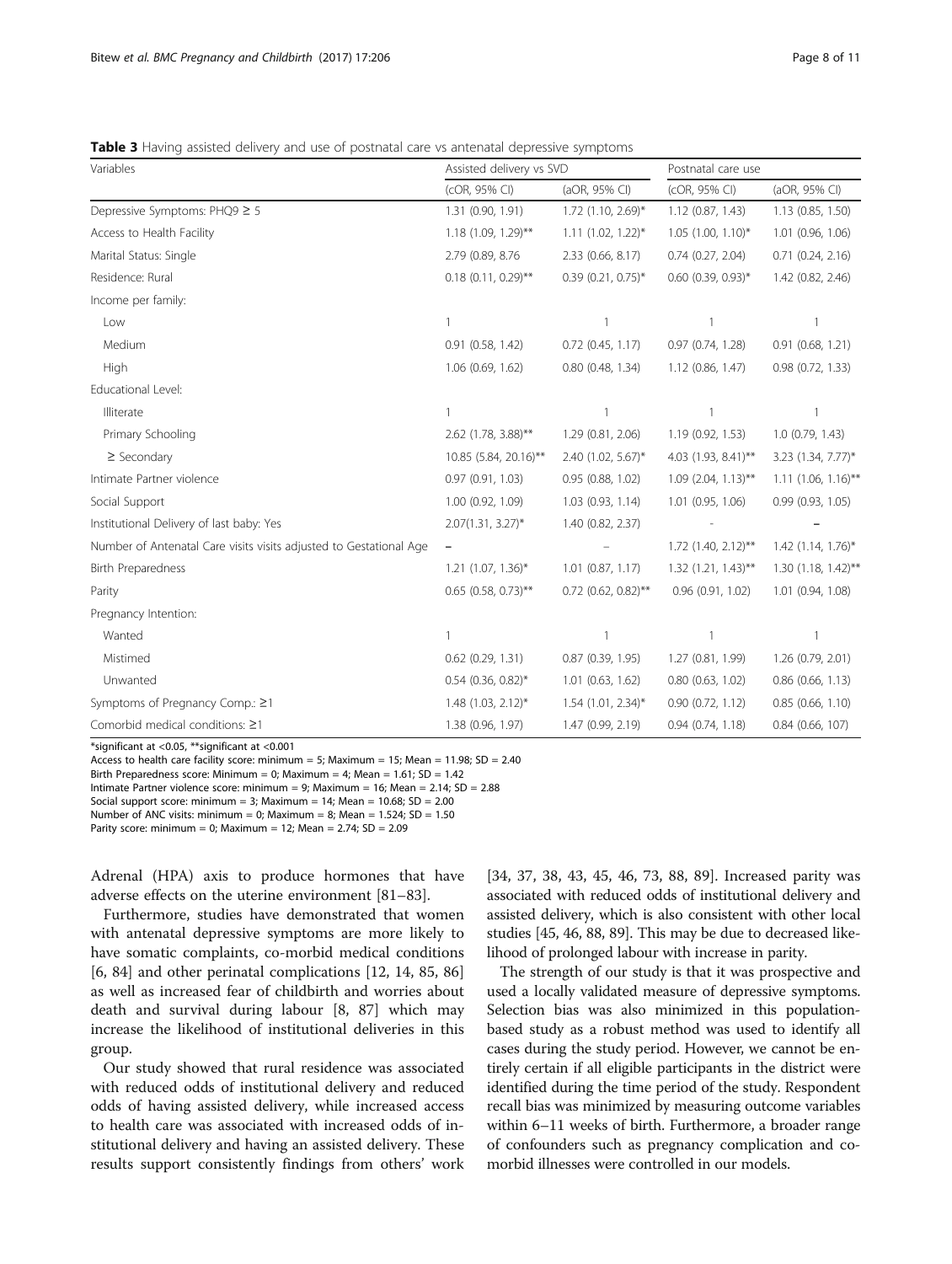**Table 3** Having assisted delivery and use of postnatal care vs antenatal depressive symptoms

| Variables | Assisted delivery vs SVD | | Postnatal care use | |
|---|---|---|---|---|
| | (cOR, 95% CI) | (aOR, 95% CI) | (cOR, 95% CI) | (aOR, 95% CI) |
| Depressive Symptoms: PHQ9 ≥ 5 | 1.31 (0.90, 1.91) | 1.72 (1.10, 2.69)* | 1.12 (0.87, 1.43) | 1.13 (0.85, 1.50) |
| Access to Health Facility | 1.18 (1.09, 1.29)** | 1.11 (1.02, 1.22)* | 1.05 (1.00, 1.10)* | 1.01 (0.96, 1.06) |
| Marital Status: Single | 2.79 (0.89, 8.76 | 2.33 (0.66, 8.17) | 0.74 (0.27, 2.04) | 0.71 (0.24, 2.16) |
| Residence: Rural | 0.18 (0.11, 0.29)** | 0.39 (0.21, 0.75)* | 0.60 (0.39, 0.93)* | 1.42 (0.82, 2.46) |
| Income per family: | | | | |
| Low | 1 | 1 | 1 | 1 |
| Medium | 0.91 (0.58, 1.42) | 0.72 (0.45, 1.17) | 0.97 (0.74, 1.28) | 0.91 (0.68, 1.21) |
| High | 1.06 (0.69, 1.62) | 0.80 (0.48, 1.34) | 1.12 (0.86, 1.47) | 0.98 (0.72, 1.33) |
| Educational Level: | | | | |
| Illiterate | 1 | 1 | 1 | 1 |
| Primary Schooling | 2.62 (1.78, 3.88)** | 1.29 (0.81, 2.06) | 1.19 (0.92, 1.53) | 1.0 (0.79, 1.43) |
| ≥ Secondary | 10.85 (5.84, 20.16)** | 2.40 (1.02, 5.67)* | 4.03 (1.93, 8.41)** | 3.23 (1.34, 7.77)* |
| Intimate Partner violence | 0.97 (0.91, 1.03) | 0.95 (0.88, 1.02) | 1.09 (2.04, 1.13)** | 1.11 (1.06, 1.16)** |
| Social Support | 1.00 (0.92, 1.09) | 1.03 (0.93, 1.14) | 1.01 (0.95, 1.06) | 0.99 (0.93, 1.05) |
| Institutional Delivery of last baby: Yes | 2.07(1.31, 3.27)* | 1.40 (0.82, 2.37) | - | – |
| Number of Antenatal Care visits visits adjusted to Gestational Age | – | – | 1.72 (1.40, 2.12)** | 1.42 (1.14, 1.76)* |
| Birth Preparedness | 1.21 (1.07, 1.36)* | 1.01 (0.87, 1.17) | 1.32 (1.21, 1.43)** | 1.30 (1.18, 1.42)** |
| Parity | 0.65 (0.58, 0.73)** | 0.72 (0.62, 0.82)** | 0.96 (0.91, 1.02) | 1.01 (0.94, 1.08) |
| Pregnancy Intention: | | | | |
| Wanted | 1 | 1 | 1 | 1 |
| Mistimed | 0.62 (0.29, 1.31) | 0.87 (0.39, 1.95) | 1.27 (0.81, 1.99) | 1.26 (0.79, 2.01) |
| Unwanted | 0.54 (0.36, 0.82)* | 1.01 (0.63, 1.62) | 0.80 (0.63, 1.02) | 0.86 (0.66, 1.13) |
| Symptoms of Pregnancy Comp.: ≥1 | 1.48 (1.03, 2.12)* | 1.54 (1.01, 2.34)* | 0.90 (0.72, 1.12) | 0.85 (0.66, 1.10) |
| Comorbid medical conditions: ≥1 | 1.38 (0.96, 1.97) | 1.47 (0.99, 2.19) | 0.94 (0.74, 1.18) | 0.84 (0.66, 107) |

*significant at <0.05, **significant at <0.001
Access to health care facility score: minimum = 5; Maximum = 15; Mean = 11.98; SD = 2.40
Birth Preparedness score: Minimum = 0; Maximum = 4; Mean = 1.61; SD = 1.42
Intimate Partner violence score: minimum = 9; Maximum = 16; Mean = 2.14; SD = 2.88
Social support score: minimum = 3; Maximum = 14; Mean = 10.68; SD = 2.00
Number of ANC visits: minimum = 0; Maximum = 8; Mean = 1.524; SD = 1.50
Parity score: minimum = 0; Maximum = 12; Mean = 2.74; SD = 2.09

Adrenal (HPA) axis to produce hormones that have adverse effects on the uterine environment [81–83].

Furthermore, studies have demonstrated that women with antenatal depressive symptoms are more likely to have somatic complaints, co-morbid medical conditions [6, 84] and other perinatal complications [12, 14, 85, 86] as well as increased fear of childbirth and worries about death and survival during labour [8, 87] which may increase the likelihood of institutional deliveries in this group.

Our study showed that rural residence was associated with reduced odds of institutional delivery and reduced odds of having assisted delivery, while increased access to health care was associated with increased odds of institutional delivery and having an assisted delivery. These results support consistently findings from others' work [34, 37, 38, 43, 45, 46, 73, 88, 89]. Increased parity was associated with reduced odds of institutional delivery and assisted delivery, which is also consistent with other local studies [45, 46, 88, 89]. This may be due to decreased likelihood of prolonged labour with increase in parity.

The strength of our study is that it was prospective and used a locally validated measure of depressive symptoms. Selection bias was also minimized in this population-based study as a robust method was used to identify all cases during the study period. However, we cannot be entirely certain if all eligible participants in the district were identified during the time period of the study. Respondent recall bias was minimized by measuring outcome variables within 6–11 weeks of birth. Furthermore, a broader range of confounders such as pregnancy complication and co-morbid illnesses were controlled in our models.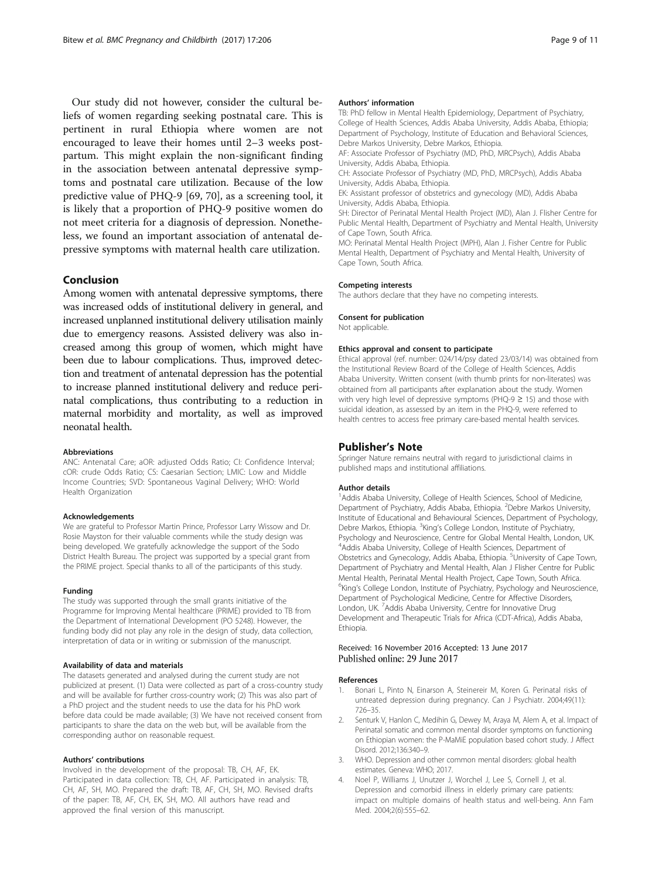Our study did not however, consider the cultural beliefs of women regarding seeking postnatal care. This is pertinent in rural Ethiopia where women are not encouraged to leave their homes until 2–3 weeks postpartum. This might explain the non-significant finding in the association between antenatal depressive symptoms and postnatal care utilization. Because of the low predictive value of PHQ-9 [69, 70], as a screening tool, it is likely that a proportion of PHQ-9 positive women do not meet criteria for a diagnosis of depression. Nonetheless, we found an important association of antenatal depressive symptoms with maternal health care utilization.

## Conclusion

Among women with antenatal depressive symptoms, there was increased odds of institutional delivery in general, and increased unplanned institutional delivery utilisation mainly due to emergency reasons. Assisted delivery was also increased among this group of women, which might have been due to labour complications. Thus, improved detection and treatment of antenatal depression has the potential to increase planned institutional delivery and reduce perinatal complications, thus contributing to a reduction in maternal morbidity and mortality, as well as improved neonatal health.

#### Abbreviations

ANC: Antenatal Care; aOR: adjusted Odds Ratio; CI: Confidence Interval; cOR: crude Odds Ratio; CS: Caesarian Section; LMIC: Low and Middle Income Countries; SVD: Spontaneous Vaginal Delivery; WHO: World Health Organization

#### Acknowledgements

We are grateful to Professor Martin Prince, Professor Larry Wissow and Dr. Rosie Mayston for their valuable comments while the study design was being developed. We gratefully acknowledge the support of the Sodo District Health Bureau. The project was supported by a special grant from the PRIME project. Special thanks to all of the participants of this study.

#### Funding

The study was supported through the small grants initiative of the Programme for Improving Mental healthcare (PRIME) provided to TB from the Department of International Development (PO 5248). However, the funding body did not play any role in the design of study, data collection, interpretation of data or in writing or submission of the manuscript.

#### Availability of data and materials

The datasets generated and analysed during the current study are not publicized at present. (1) Data were collected as part of a cross-country study and will be available for further cross-country work; (2) This was also part of a PhD project and the student needs to use the data for his PhD work before data could be made available; (3) We have not received consent from participants to share the data on the web but, will be available from the corresponding author on reasonable request.

#### Authors' contributions

Involved in the development of the proposal: TB, CH, AF, EK. Participated in data collection: TB, CH, AF. Participated in analysis: TB, CH, AF, SH, MO. Prepared the draft: TB, AF, CH, SH, MO. Revised drafts of the paper: TB, AF, CH, EK, SH, MO. All authors have read and approved the final version of this manuscript.

#### Authors' information

TB: PhD fellow in Mental Health Epidemiology, Department of Psychiatry, College of Health Sciences, Addis Ababa University, Addis Ababa, Ethiopia; Department of Psychology, Institute of Education and Behavioral Sciences, Debre Markos University, Debre Markos, Ethiopia.
AF: Associate Professor of Psychiatry (MD, PhD, MRCPsych), Addis Ababa University, Addis Ababa, Ethiopia.
CH: Associate Professor of Psychiatry (MD, PhD, MRCPsych), Addis Ababa University, Addis Ababa, Ethiopia.
EK: Assistant professor of obstetrics and gynecology (MD), Addis Ababa University, Addis Ababa, Ethiopia.
SH: Director of Perinatal Mental Health Project (MD), Alan J. Flisher Centre for Public Mental Health, Department of Psychiatry and Mental Health, University of Cape Town, South Africa.
MO: Perinatal Mental Health Project (MPH), Alan J. Fisher Centre for Public Mental Health, Department of Psychiatry and Mental Health, University of Cape Town, South Africa.

#### Competing interests

The authors declare that they have no competing interests.

#### Consent for publication

Not applicable.

#### Ethics approval and consent to participate

Ethical approval (ref. number: 024/14/psy dated 23/03/14) was obtained from the Institutional Review Board of the College of Health Sciences, Addis Ababa University. Written consent (with thumb prints for non-literates) was obtained from all participants after explanation about the study. Women with very high level of depressive symptoms (PHQ-9 ≥ 15) and those with suicidal ideation, as assessed by an item in the PHQ-9, were referred to health centres to access free primary care-based mental health services.

## Publisher's Note

Springer Nature remains neutral with regard to jurisdictional claims in published maps and institutional affiliations.

#### Author details

[1]Addis Ababa University, College of Health Sciences, School of Medicine, Department of Psychiatry, Addis Ababa, Ethiopia. [2]Debre Markos University, Institute of Educational and Behavioural Sciences, Department of Psychology, Debre Markos, Ethiopia. [3]King's College London, Institute of Psychiatry, Psychology and Neuroscience, Centre for Global Mental Health, London, UK. [4]Addis Ababa University, College of Health Sciences, Department of Obstetrics and Gynecology, Addis Ababa, Ethiopia. [5]University of Cape Town, Department of Psychiatry and Mental Health, Alan J Flisher Centre for Public Mental Health, Perinatal Mental Health Project, Cape Town, South Africa. [6]King's College London, Institute of Psychiatry, Psychology and Neuroscience, Department of Psychological Medicine, Centre for Affective Disorders, London, UK. [7]Addis Ababa University, Centre for Innovative Drug Development and Therapeutic Trials for Africa (CDT-Africa), Addis Ababa, Ethiopia.

Received: 16 November 2016 Accepted: 13 June 2017
Published online: 29 June 2017

#### References

1. Bonari L, Pinto N, Einarson A, Steinereir M, Koren G. Perinatal risks of untreated depression during pregnancy. Can J Psychiatr. 2004;49(11): 726–35.
2. Senturk V, Hanlon C, Medihin G, Dewey M, Araya M, Alem A, et al. Impact of Perinatal somatic and common mental disorder symptoms on functioning on Ethiopian women: the P-MaMiE population based cohort study. J Affect Disord. 2012;136:340–9.
3. WHO. Depression and other common mental disorders: global health estimates. Geneva: WHO; 2017.
4. Noel P, Williams J, Unutzer J, Worchel J, Lee S, Cornell J, et al. Depression and comorbid illness in elderly primary care patients: impact on multiple domains of health status and well-being. Ann Fam Med. 2004;2(6):555–62.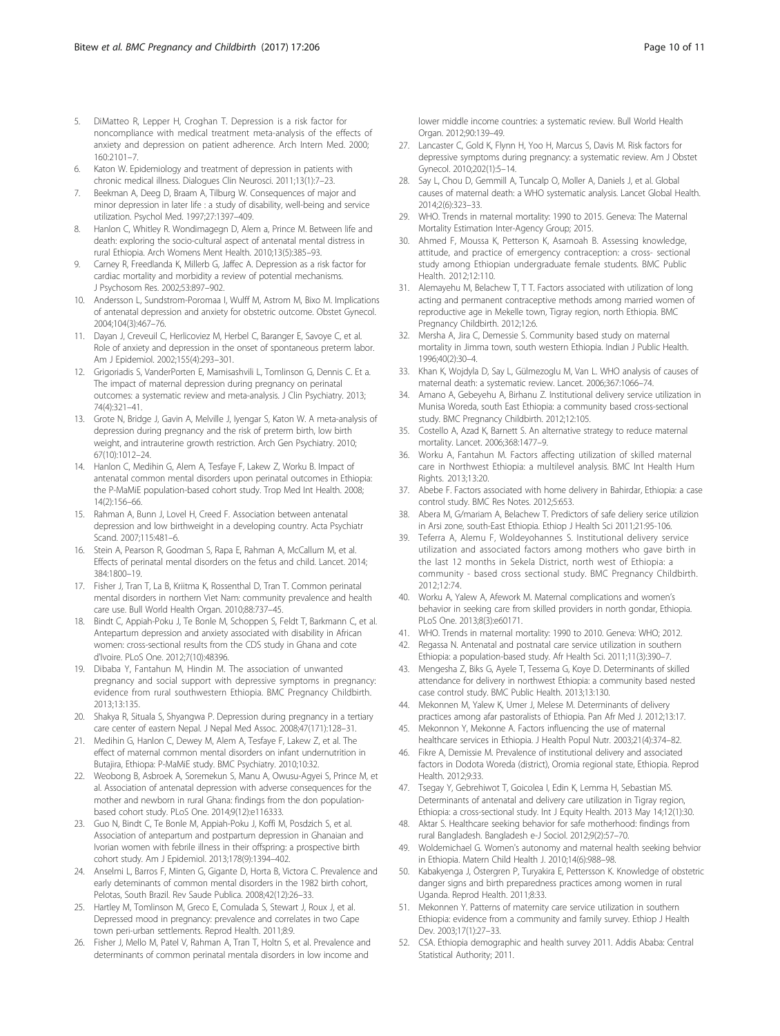5. DiMatteo R, Lepper H, Croghan T. Depression is a risk factor for noncompliance with medical treatment meta-analysis of the effects of anxiety and depression on patient adherence. Arch Intern Med. 2000; 160:2101–7.
6. Katon W. Epidemiology and treatment of depression in patients with chronic medical illness. Dialogues Clin Neurosci. 2011;13(1):7–23.
7. Beekman A, Deeg D, Braam A, Tilburg W. Consequences of major and minor depression in later life : a study of disability, well-being and service utilization. Psychol Med. 1997;27:1397–409.
8. Hanlon C, Whitley R. Wondimagegn D, Alem a, Prince M. Between life and death: exploring the socio-cultural aspect of antenatal mental distress in rural Ethiopia. Arch Womens Ment Health. 2010;13(5):385–93.
9. Carney R, Freedlanda K, Millerb G, Jaffec A. Depression as a risk factor for cardiac mortality and morbidity a review of potential mechanisms. J Psychosom Res. 2002;53:897–902.
10. Andersson L, Sundstrom-Poromaa I, Wulff M, Astrom M, Bixo M. Implications of antenatal depression and anxiety for obstetric outcome. Obstet Gynecol. 2004;104(3):467–76.
11. Dayan J, Creveuil C, Herlicoviez M, Herbel C, Baranger E, Savoye C, et al. Role of anxiety and depression in the onset of spontaneous preterm labor. Am J Epidemiol. 2002;155(4):293–301.
12. Grigoriadis S, VanderPorten E, Mamisashvili L, Tomlinson G, Dennis C. Et a. The impact of maternal depression during pregnancy on perinatal outcomes: a systematic review and meta-analysis. J Clin Psychiatry. 2013; 74(4):321–41.
13. Grote N, Bridge J, Gavin A, Melville J, Iyengar S, Katon W. A meta-analysis of depression during pregnancy and the risk of preterm birth, low birth weight, and intrauterine growth restriction. Arch Gen Psychiatry. 2010; 67(10):1012–24.
14. Hanlon C, Medihin G, Alem A, Tesfaye F, Lakew Z, Worku B. Impact of antenatal common mental disorders upon perinatal outcomes in Ethiopia: the P-MaMiE population-based cohort study. Trop Med Int Health. 2008; 14(2):156–66.
15. Rahman A, Bunn J, Lovel H, Creed F. Association between antenatal depression and low birthweight in a developing country. Acta Psychiatr Scand. 2007;115:481–6.
16. Stein A, Pearson R, Goodman S, Rapa E, Rahman A, McCallum M, et al. Effects of perinatal mental disorders on the fetus and child. Lancet. 2014; 384:1800–19.
17. Fisher J, Tran T, La B, Kriitma K, Rossenthal D, Tran T. Common perinatal mental disorders in northern Viet Nam: community prevalence and health care use. Bull World Health Organ. 2010;88:737–45.
18. Bindt C, Appiah-Poku J, Te Bonle M, Schoppen S, Feldt T, Barkmann C, et al. Antepartum depression and anxiety associated with disability in African women: cross-sectional results from the CDS study in Ghana and cote d'Ivoire. PLoS One. 2012;7(10):48396.
19. Dibaba Y, Fantahun M, Hindin M. The association of unwanted pregnancy and social support with depressive symptoms in pregnancy: evidence from rural southwestern Ethiopia. BMC Pregnancy Childbirth. 2013;13:135.
20. Shakya R, Situala S, Shyangwa P. Depression during pregnancy in a tertiary care center of eastern Nepal. J Nepal Med Assoc. 2008;47(171):128–31.
21. Medihin G, Hanlon C, Dewey M, Alem A, Tesfaye F, Lakew Z, et al. The effect of maternal common mental disorders on infant undernutrition in Butajira, Ethiopia: P-MaMiE study. BMC Psychiatry. 2010;10:32.
22. Weobong B, Asbroek A, Soremekun S, Manu A, Owusu-Agyei S, Prince M, et al. Association of antenatal depression with adverse consequences for the mother and newborn in rural Ghana: findings from the don population-based cohort study. PLoS One. 2014;9(12):e116333.
23. Guo N, Bindt C, Te Bonle M, Appiah-Poku J, Koffi M, Posdzich S, et al. Association of antepartum and postpartum depression in Ghanaian and Ivorian women with febrile illness in their offspring: a prospective birth cohort study. Am J Epidemiol. 2013;178(9):1394–402.
24. Anselmi L, Barros F, Minten G, Gigante D, Horta B, Victora C. Prevalence and early deteminants of common mental disorders in the 1982 birth cohort, Pelotas, South Brazil. Rev Saude Publica. 2008;42(12):26–33.
25. Hartley M, Tomlinson M, Greco E, Comulada S, Stewart J, Roux J, et al. Depressed mood in pregnancy: prevalence and correlates in two Cape town peri-urban settlements. Reprod Health. 2011;8:9.
26. Fisher J, Mello M, Patel V, Rahman A, Tran T, Holtn S, et al. Prevalence and determinants of common perinatal mentala disorders in low income and lower middle income countries: a systematic review. Bull World Health Organ. 2012;90:139–49.
27. Lancaster C, Gold K, Flynn H, Yoo H, Marcus S, Davis M. Risk factors for depressive symptoms during pregnancy: a systematic review. Am J Obstet Gynecol. 2010;202(1):5–14.
28. Say L, Chou D, Gemmill A, Tuncalp O, Moller A, Daniels J, et al. Global causes of maternal death: a WHO systematic analysis. Lancet Global Health. 2014;2(6):323–33.
29. WHO. Trends in maternal mortality: 1990 to 2015. Geneva: The Maternal Mortality Estimation Inter-Agency Group; 2015.
30. Ahmed F, Moussa K, Petterson K, Asamoah B. Assessing knowledge, attitude, and practice of emergency contraception: a cross- sectional study among Ethiopian undergraduate female students. BMC Public Health. 2012;12:110.
31. Alemayehu M, Belachew T, T T. Factors associated with utilization of long acting and permanent contraceptive methods among married women of reproductive age in Mekelle town, Tigray region, north Ethiopia. BMC Pregnancy Childbirth. 2012;12:6.
32. Mersha A, Jira C, Demessie S. Community based study on maternal mortality in Jimma town, south western Ethiopia. Indian J Public Health. 1996;40(2):30–4.
33. Khan K, Wojdyla D, Say L, Gülmezoglu M, Van L. WHO analysis of causes of maternal death: a systematic review. Lancet. 2006;367:1066–74.
34. Amano A, Gebeyehu A, Birhanu Z. Institutional delivery service utilization in Munisa Woreda, south East Ethiopia: a community based cross-sectional study. BMC Pregnancy Childbirth. 2012;12:105.
35. Costello A, Azad K, Barnett S. An alternative strategy to reduce maternal mortality. Lancet. 2006;368:1477–9.
36. Worku A, Fantahun M. Factors affecting utilization of skilled maternal care in Northwest Ethiopia: a multilevel analysis. BMC Int Health Hum Rights. 2013;13:20.
37. Abebe F. Factors associated with home delivery in Bahirdar, Ethiopia: a case control study. BMC Res Notes. 2012;5:653.
38. Abera M, G/mariam A, Belachew T. Predictors of safe deliery serice utilizion in Arsi zone, south-East Ethiopia. Ethiop J Health Sci 2011;21:95-106.
39. Teferra A, Alemu F, Woldeyohannes S. Institutional delivery service utilization and associated factors among mothers who gave birth in the last 12 months in Sekela District, north west of Ethiopia: a community - based cross sectional study. BMC Pregnancy Childbirth. 2012;12:74.
40. Worku A, Yalew A, Afework M. Maternal complications and women's behavior in seeking care from skilled providers in north gondar, Ethiopia. PLoS One. 2013;8(3):e60171.
41. WHO. Trends in maternal mortality: 1990 to 2010. Geneva: WHO; 2012.
42. Regassa N. Antenatal and postnatal care service utilization in southern Ethiopia: a population-based study. Afr Health Sci. 2011;11(3):390–7.
43. Mengesha Z, Biks G, Ayele T, Tessema G, Koye D. Determinants of skilled attendance for delivery in northwest Ethiopia: a community based nested case control study. BMC Public Health. 2013;13:130.
44. Mekonnen M, Yalew K, Umer J, Melese M. Determinants of delivery practices among afar pastoralists of Ethiopia. Pan Afr Med J. 2012;13:17.
45. Mekonnon Y, Mekonne A. Factors influencing the use of maternal healthcare services in Ethiopia. J Health Popul Nutr. 2003;21(4):374–82.
46. Fikre A, Demissie M. Prevalence of institutional delivery and associated factors in Dodota Woreda (district), Oromia regional state, Ethiopia. Reprod Health. 2012;9:33.
47. Tsegay Y, Gebrehiwot T, Goicolea I, Edin K, Lemma H, Sebastian MS. Determinants of antenatal and delivery care utilization in Tigray region, Ethiopia: a cross-sectional study. Int J Equity Health. 2013 May 14;12(1):30.
48. Aktar S. Healthcare seeking behavior for safe motherhood: findings from rural Bangladesh. Bangladesh e-J Sociol. 2012;9(2):57–70.
49. Woldemichael G. Women's autonomy and maternal health seeking behvior in Ethiopia. Matern Child Health J. 2010;14(6):988–98.
50. Kabakyenga J, Östergren P, Turyakira E, Pettersson K. Knowledge of obstetric danger signs and birth preparedness practices among women in rural Uganda. Reprod Health. 2011;8:33.
51. Mekonnen Y. Patterns of maternity care service utilization in southern Ethiopia: evidence from a community and family survey. Ethiop J Health Dev. 2003;17(1):27–33.
52. CSA. Ethiopia demographic and health survey 2011. Addis Ababa: Central Statistical Authority; 2011.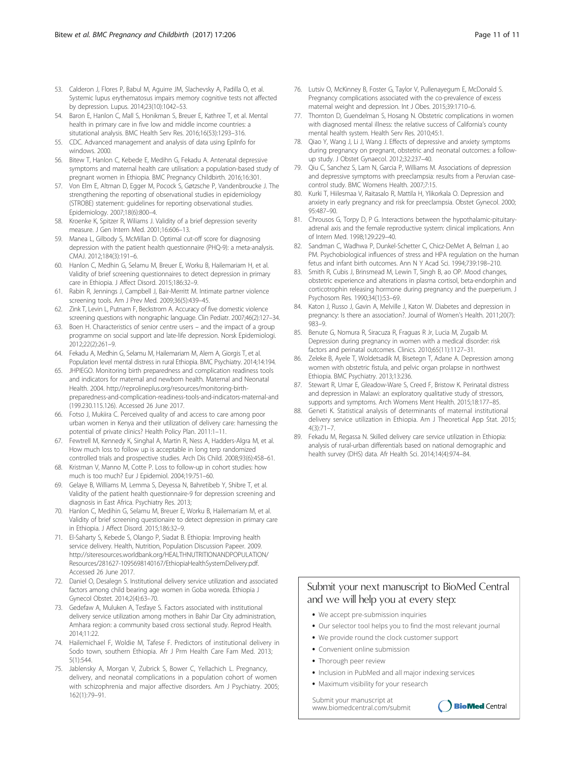53. Calderon J, Flores P, Babul M, Aguirre JM, Slachevsky A, Padilla O, et al. Systemic lupus erythematosus impairs memory cognitive tests not affected by depression. Lupus. 2014;23(10):1042–53.
54. Baron E, Hanlon C, Mall S, Honikman S, Breuer E, Kathree T, et al. Mental health in primary care in five low and middle income countries: a situtational analysis. BMC Health Serv Res. 2016;16(53):1293–316.
55. CDC. Advanced management and analysis of data using EpiInfo for windows. 2000.
56. Bitew T, Hanlon C, Kebede E, Medihn G, Fekadu A. Antenatal depressive symptoms and maternal health care utilisation: a population-based study of pregnant women in Ethiopia. BMC Pregnancy Childbirth. 2016;16:301.
57. Von Elm E, Altman D, Egger M, Pocock S, Gøtzsche P, Vandenbroucke J. The strengthening the reporting of observational studies in epidemiology (STROBE) statement: guidelines for reporting observational studies. Epidemiology. 2007;18(6):800–4.
58. Kroenke K, Spitzer R, Wiliams J. Validity of a brief depression severity measure. J Gen Intern Med. 2001;16:606–13.
59. Manea L, Gilbody S, McMillan D. Optimal cut-off score for diagnosing depression with the patient health questionnaire (PHQ-9): a meta-analysis. CMAJ. 2012;184(3):191–6.
60. Hanlon C, Medhin G, Selamu M, Breuer E, Worku B, Hailemariam H, et al. Validity of brief screening questionnaires to detect depression in primary care in Ethiopia. J Affect Disord. 2015;186:32–9.
61. Rabin R, Jennings J, Campbell J, Bair-Merritt M. Intimate partner violence screening tools. Am J Prev Med. 2009;36(5):439–45.
62. Zink T, Levin L, Putnam F, Beckstrom A. Accuracy of five domestic violence screening questions with nongraphic language. Clin Pediatr. 2007;46(2):127–34.
63. Boen H. Characteristics of senior centre users – and the impact of a group programme on social support and late-life depression. Norsk Epidemiologi. 2012;22(2):261–9.
64. Fekadu A, Medhin G, Selamu M, Hailemariam M, Alem A, Giorgis T, et al. Population level mental distress in rural Ethiopia. BMC Psychiatry. 2014;14:194.
65. JHPIEGO. Monitoring birth preparedness and complication readiness tools and indicators for maternal and newborn health. Maternal and Neonatal Health. 2004. http://reprolineplus.org/resources/monitoring-birth-preparedness-and-complication-readiness-tools-and-indicators-maternal-and (199.230.115.126). Accessed 26 June 2017.
66. Fotso J, Mukiira C. Perceived quality of and access to care among poor urban women in Kenya and their utilization of delivery care: harnessing the potential of private clinics? Health Policy Plan. 2011:1–11.
67. Fewtrell M, Kennedy K, Singhal A, Martin R, Ness A, Hadders-Algra M, et al. How much loss to follow up is acceptable in long terp randomized controlled trials and prospective studies. Arch Dis Child. 2008;93(6):458–61.
68. Kristman V, Manno M, Cotte P. Loss to follow-up in cohort studies: how much is too much? Eur J Epidemiol. 2004;19:751–60.
69. Gelaye B, Williams M, Lemma S, Deyessa N, Bahretibeb Y, Shibre T, et al. Validity of the patient health questionnaire-9 for depression screening and diagnosis in East Africa. Psychiatry Res. 2013;
70. Hanlon C, Medihin G, Selamu M, Breuer E, Worku B, Hailemariam M, et al. Validity of brief screening questionaire to detect depression in primary care in Ethiopia. J Affect Disord. 2015;186:32–9.
71. El-Saharty S, Kebede S, Olango P, Siadat B. Ethiopia: Improving health service delivery. Health, Nutrition, Population Discussion Papeer. 2009. http://siteresources.worldbank.org/HEALTHNUTRITIONANDPOPULATION/Resources/281627-1095698140167/EthiopiaHealthSystemDelivery.pdf. Accessed 26 June 2017.
72. Daniel O, Desalegn S. Institutional delivery service utilization and associated factors among child bearing age women in Goba woreda. Ethiopia J Gynecol Obstet. 2014;2(4):63–70.
73. Gedefaw A, Muluken A, Tesfaye S. Factors associated with institutional delivery service utilization among mothers in Bahir Dar City administration, Amhara region: a community based cross sectional study. Reprod Health. 2014;11:22.
74. Hailemichael F, Woldie M, Tafese F. Predictors of institutional delivery in Sodo town, southern Ethiopia. Afr J Prm Health Care Fam Med. 2013; 5(1):544.
75. Jablensky A, Morgan V, Zubrick S, Bower C, Yellachich L. Pregnancy, delivery, and neonatal complications in a population cohort of women with schizophrenia and major affective disorders. Am J Psychiatry. 2005; 162(1):79–91.
76. Lutsiv O, McKinney B, Foster G, Taylor V, Pullenayegum E, McDonald S. Pregnancy complications associated with the co-prevalence of excess maternal weight and depression. Int J Obes. 2015;39:1710–6.
77. Thornton D, Guendelman S, Hosang N. Obstetric complications in women with diagnosed mental illness: the relative success of California's county mental health system. Health Serv Res. 2010;45:1.
78. Qiao Y, Wang J, Li J, Wang J. Effects of depressive and anxiety symptoms during pregnancy on pregnant, obstetric and neonatal outcomes: a follow-up study. J Obstet Gynaecol. 2012;32:237–40.
79. Qiu C, Sanchez S, Lam N, Garcia P, Williams M. Associations of depression and depressive symptoms with preeclampsia: results from a Peruvian case-control study. BMC Womens Health. 2007;7:15.
80. Kurki T, Hiilesmaa V, Raitasalo R, Mattila H, Ylikorkala O. Depression and anxiety in early pregnancy and risk for preeclampsia. Obstet Gynecol. 2000; 95:487–90.
81. Chrousos G, Torpy D, P G. Interactions between the hypothalamic-pituitary-adrenal axis and the female reproductive system: clinical implications. Ann of Intern Med. 1998;129:229–40.
82. Sandman C, Wadhwa P, Dunkel-Schetter C, Chicz-DeMet A, Belman J, ao PM. Psychobiological influences of stress and HPA regulation on the human fetus and infant birth outcomes. Ann N Y Acad Sci. 1994;739:198–210.
83. Smith R, Cubis J, Brinsmead M, Lewin T, Singh B, ao OP. Mood changes, obstetric experience and alterations in plasma cortisol, beta-endorphin and corticotrophin releasing hormone during pregnancy and the puerperium. J Psychosom Res. 1990;34(1):53–69.
84. Katon J, Russo J, Gavin A, Melville J, Katon W. Diabetes and depression in pregnancy: Is there an association?. Journal of Women's Health. 2011;20(7): 983–9.
85. Benute G, Nomura R, Siracuza R, Fraguas R Jr, Lucia M, Zugaib M. Depression during pregnancy in women with a medical disorder: risk factors and perinatal outcomes. Clinics. 2010;65(11):1127–31.
86. Zeleke B, Ayele T, Woldetsadik M, Bisetegn T, Adane A. Depression among women with obstetric fistula, and pelvic organ prolapse in northwest Ethiopia. BMC Psychiatry. 2013;13:236.
87. Stewart R, Umar E, Gleadow-Ware S, Creed F, Bristow K. Perinatal distress and depression in Malawi: an exploratory qualitative study of stressors, supports and symptoms. Arch Womens Ment Health. 2015;18:177–85.
88. Geneti K. Statistical analysis of determinants of maternal institutional delivery service utilization in Ethiopia. Am J Theoretical App Stat. 2015; 4(3):71–7.
89. Fekadu M, Regassa N. Skilled delivery care service utilization in Ethiopia: analysis of rural-urban differentials based on national demographic and health survey (DHS) data. Afr Health Sci. 2014;14(4):974–84.

## Submit your next manuscript to BioMed Central and we will help you at every step:

- We accept pre-submission inquiries
- Our selector tool helps you to find the most relevant journal
- We provide round the clock customer support
- Convenient online submission
- Thorough peer review
- Inclusion in PubMed and all major indexing services
- Maximum visibility for your research

Submit your manuscript at
www.biomedcentral.com/submit

BioMed Central